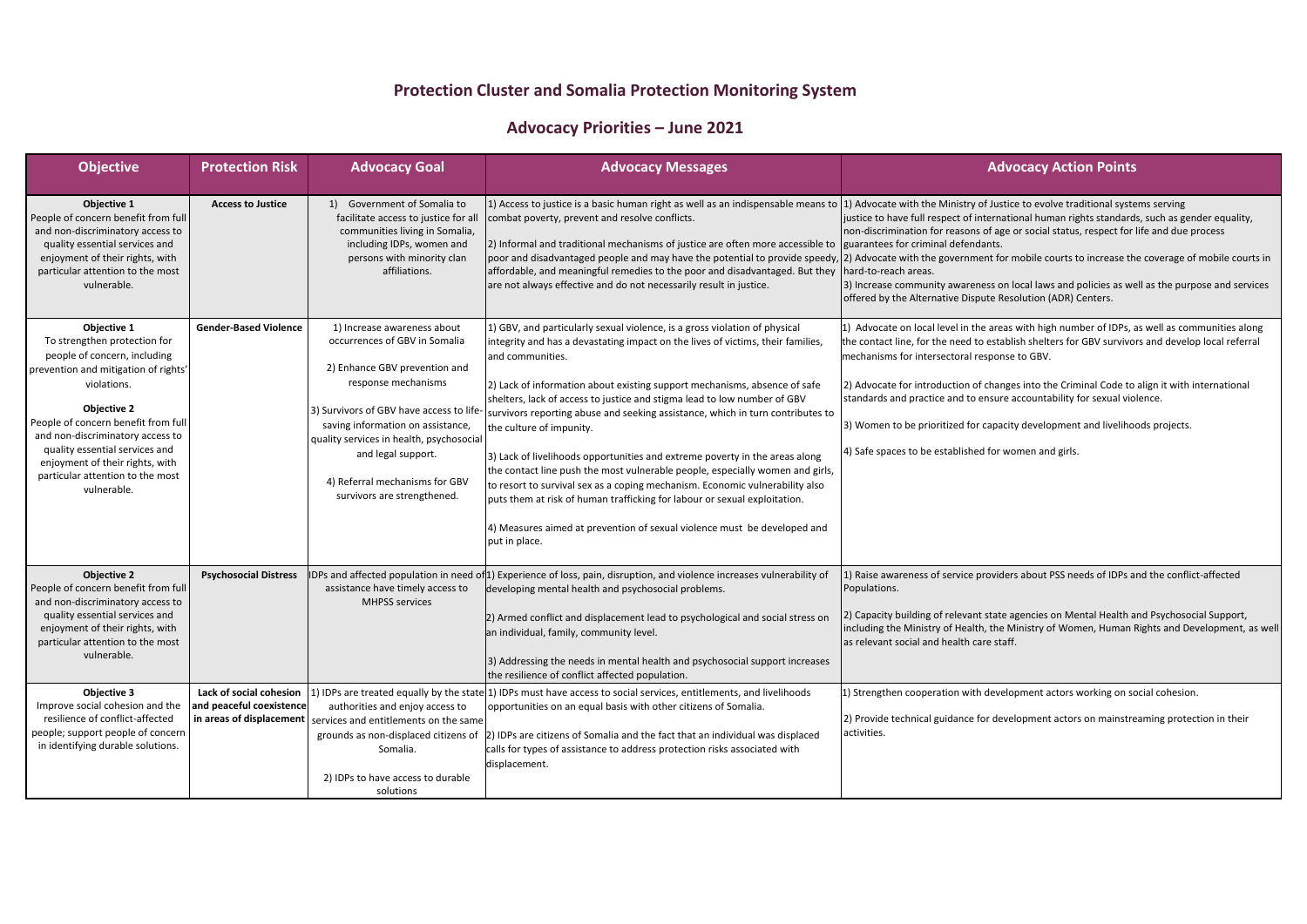# Protection Cluster and Somalia Protection Monitoring System

## Advocacy Priorities – June 2021

| Objective | Protection Risk | Advocacy Goal | Advocacy Messages | Advocacy Action Points |
|---|---|---|---|---|
| **Objective 1**<br>People of concern benefit from full and non-discriminatory access to quality essential services and enjoyment of their rights, with particular attention to the most vulnerable. | **Access to Justice** | 1) Government of Somalia to facilitate access to justice for all communities living in Somalia, including IDPs, women and persons with minority clan affiliations. | 1) Access to justice is a basic human right as well as an indispensable means to combat poverty, prevent and resolve conflicts.<br><br>2) Informal and traditional mechanisms of justice are often more accessible to poor and disadvantaged people and may have the potential to provide speedy, affordable, and meaningful remedies to the poor and disadvantaged. But they are not always effective and do not necessarily result in justice. | 1) Advocate with the Ministry of Justice to evolve traditional systems serving justice to have full respect of international human rights standards, such as gender equality, non-discrimination for reasons of age or social status, respect for life and due process guarantees for criminal defendants.<br>2) Advocate with the government for mobile courts to increase the coverage of mobile courts in hard-to-reach areas.<br>3) Increase community awareness on local laws and policies as well as the purpose and services offered by the Alternative Dispute Resolution (ADR) Centers. |
| **Objective 1**<br>To strengthen protection for people of concern, including prevention and mitigation of rights' violations.<br><br>**Objective 2**<br>People of concern benefit from full and non-discriminatory access to quality essential services and enjoyment of their rights, with particular attention to the most vulnerable. | **Gender-Based Violence** | 1) Increase awareness about occurrences of GBV in Somalia<br><br>2) Enhance GBV prevention and response mechanisms<br><br>3) Survivors of GBV have access to life-saving information on assistance, quality services in health, psychosocial and legal support.<br><br>4) Referral mechanisms for GBV survivors are strengthened. | 1) GBV, and particularly sexual violence, is a gross violation of physical integrity and has a devastating impact on the lives of victims, their families, and communities.<br><br>2) Lack of information about existing support mechanisms, absence of safe shelters, lack of access to justice and stigma lead to low number of GBV survivors reporting abuse and seeking assistance, which in turn contributes to the culture of impunity.<br><br>3) Lack of livelihoods opportunities and extreme poverty in the areas along the contact line push the most vulnerable people, especially women and girls, to resort to survival sex as a coping mechanism. Economic vulnerability also puts them at risk of human trafficking for labour or sexual exploitation.<br><br>4) Measures aimed at prevention of sexual violence must be developed and put in place. | 1) Advocate on local level in the areas with high number of IDPs, as well as communities along the contact line, for the need to establish shelters for GBV survivors and develop local referral mechanisms for intersectoral response to GBV.<br><br>2) Advocate for introduction of changes into the Criminal Code to align it with international standards and practice and to ensure accountability for sexual violence.<br><br>3) Women to be prioritized for capacity development and livelihoods projects.<br><br>4) Safe spaces to be established for women and girls. |
| **Objective 2**<br>People of concern benefit from full and non-discriminatory access to quality essential services and enjoyment of their rights, with particular attention to the most vulnerable. | **Psychosocial Distress** | IDPs and affected population in need of assistance have timely access to MHPSS services | 1) Experience of loss, pain, disruption, and violence increases vulnerability of developing mental health and psychosocial problems.<br><br>2) Armed conflict and displacement lead to psychological and social stress on an individual, family, community level.<br><br>3) Addressing the needs in mental health and psychosocial support increases the resilience of conflict affected population. | 1) Raise awareness of service providers about PSS needs of IDPs and the conflict-affected Populations.<br><br>2) Capacity building of relevant state agencies on Mental Health and Psychosocial Support, including the Ministry of Health, the Ministry of Women, Human Rights and Development, as well as relevant social and health care staff. |
| **Objective 3**<br>Improve social cohesion and the resilience of conflict-affected people; support people of concern in identifying durable solutions. | **Lack of social cohesion and peaceful coexistence in areas of displacement** | 1) IDPs are treated equally by the state authorities and enjoy access to services and entitlements on the same grounds as non-displaced citizens of Somalia.<br><br>2) IDPs to have access to durable solutions | 1) IDPs must have access to social services, entitlements, and livelihoods opportunities on an equal basis with other citizens of Somalia.<br><br>2) IDPs are citizens of Somalia and the fact that an individual was displaced calls for types of assistance to address protection risks associated with displacement. | 1) Strengthen cooperation with development actors working on social cohesion.<br><br>2) Provide technical guidance for development actors on mainstreaming protection in their activities. |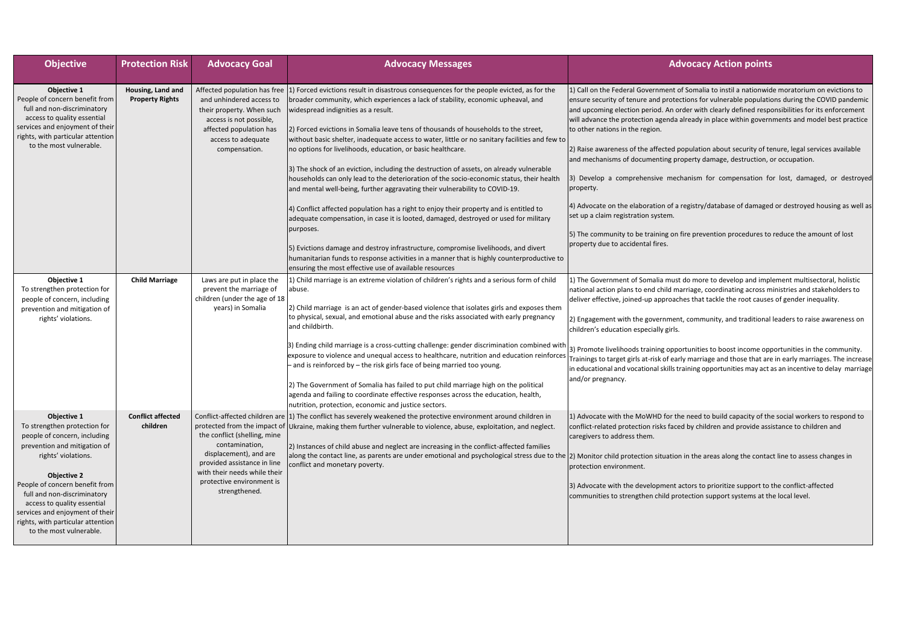| Objective | Protection Risk | Advocacy Goal | Advocacy Messages | Advocacy Action points |
|---|---|---|---|---|
| **Objective 1**<br>People of concern benefit from full and non-discriminatory access to quality essential services and enjoyment of their rights, with particular attention to the most vulnerable. | **Housing, Land and Property Rights** | Affected population has free and unhindered access to their property. When such access is not possible, affected population has access to adequate compensation. | 1) Forced evictions result in disastrous consequences for the people evicted, as for the broader community, which experiences a lack of stability, economic upheaval, and widespread indignities as a result.<br><br>2) Forced evictions in Somalia leave tens of thousands of households to the street, without basic shelter, inadequate access to water, little or no sanitary facilities and few to no options for livelihoods, education, or basic healthcare.<br><br>3) The shock of an eviction, including the destruction of assets, on already vulnerable households can only lead to the deterioration of the socio-economic status, their health and mental well-being, further aggravating their vulnerability to COVID-19.<br><br>4) Conflict affected population has a right to enjoy their property and is entitled to adequate compensation, in case it is looted, damaged, destroyed or used for military purposes.<br><br>5) Evictions damage and destroy infrastructure, compromise livelihoods, and divert humanitarian funds to response activities in a manner that is highly counterproductive to ensuring the most effective use of available resources | 1) Call on the Federal Government of Somalia to instil a nationwide moratorium on evictions to ensure security of tenure and protections for vulnerable populations during the COVID pandemic and upcoming election period. An order with clearly defined responsibilities for its enforcement will advance the protection agenda already in place within governments and model best practice to other nations in the region.<br><br>2) Raise awareness of the affected population about security of tenure, legal services available and mechanisms of documenting property damage, destruction, or occupation.<br><br>3) Develop a comprehensive mechanism for compensation for lost, damaged, or destroyed property.<br><br>4) Advocate on the elaboration of a registry/database of damaged or destroyed housing as well as set up a claim registration system.<br><br>5) The community to be training on fire prevention procedures to reduce the amount of lost property due to accidental fires. |
| **Objective 1**<br>To strengthen protection for people of concern, including prevention and mitigation of rights' violations. | **Child Marriage** | Laws are put in place the prevent the marriage of children (under the age of 18 years) in Somalia | 1) Child marriage is an extreme violation of children's rights and a serious form of child abuse.<br><br>2) Child marriage is an act of gender-based violence that isolates girls and exposes them to physical, sexual, and emotional abuse and the risks associated with early pregnancy and childbirth.<br><br>3) Ending child marriage is a cross-cutting challenge: gender discrimination combined with exposure to violence and unequal access to healthcare, nutrition and education reinforces – and is reinforced by – the risk girls face of being married too young.<br><br>2) The Government of Somalia has failed to put child marriage high on the political agenda and failing to coordinate effective responses across the education, health, nutrition, protection, economic and justice sectors. | 1) The Government of Somalia must do more to develop and implement multisectoral, holistic national action plans to end child marriage, coordinating across ministries and stakeholders to deliver effective, joined-up approaches that tackle the root causes of gender inequality.<br><br>2) Engagement with the government, community, and traditional leaders to raise awareness on children's education especially girls.<br><br>3) Promote livelihoods training opportunities to boost income opportunities in the community. Trainings to target girls at-risk of early marriage and those that are in early marriages. The increase in educational and vocational skills training opportunities may act as an incentive to delay marriage and/or pregnancy. |
| **Objective 1**<br>To strengthen protection for people of concern, including prevention and mitigation of rights' violations.<br><br>**Objective 2**<br>People of concern benefit from full and non-discriminatory access to quality essential services and enjoyment of their rights, with particular attention to the most vulnerable. | **Conflict affected children** | Conflict-affected children are protected from the impact of the conflict (shelling, mine contamination, displacement), and are provided assistance in line with their needs while their protective environment is strengthened. | 1) The conflict has severely weakened the protective environment around children in Ukraine, making them further vulnerable to violence, abuse, exploitation, and neglect.<br><br>2) Instances of child abuse and neglect are increasing in the conflict-affected families along the contact line, as parents are under emotional and psychological stress due to the conflict and monetary poverty. | 1) Advocate with the MoWHD for the need to build capacity of the social workers to respond to conflict-related protection risks faced by children and provide assistance to children and caregivers to address them.<br><br>2) Monitor child protection situation in the areas along the contact line to assess changes in protection environment.<br><br>3) Advocate with the development actors to prioritize support to the conflict-affected communities to strengthen child protection support systems at the local level. |